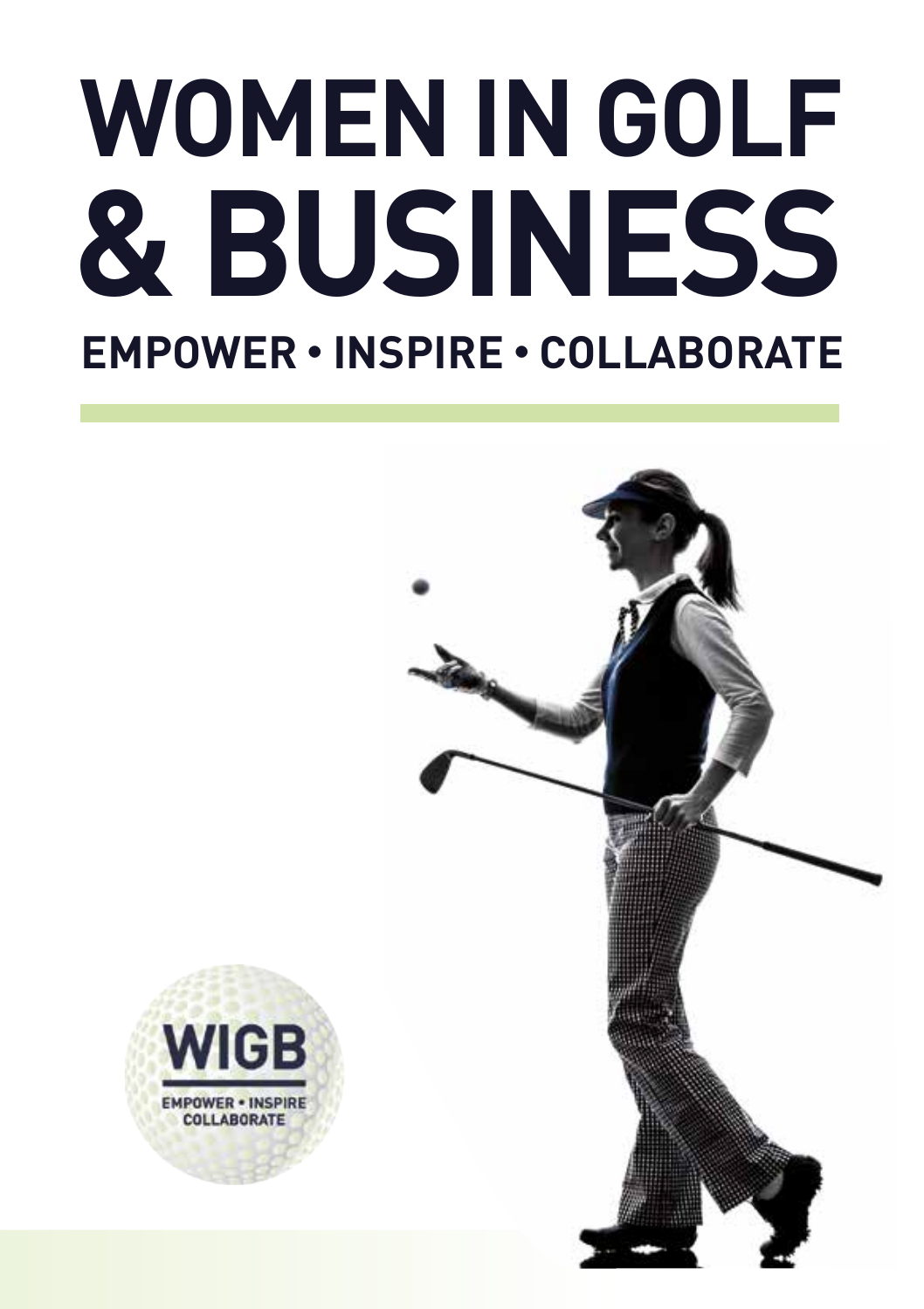# WOMEN IN GOLF & BUSINESS

## EMPOWER • INSPIRE • COLLABORATE

WIGB

EMPOWER • INSPIRE COLLABORATE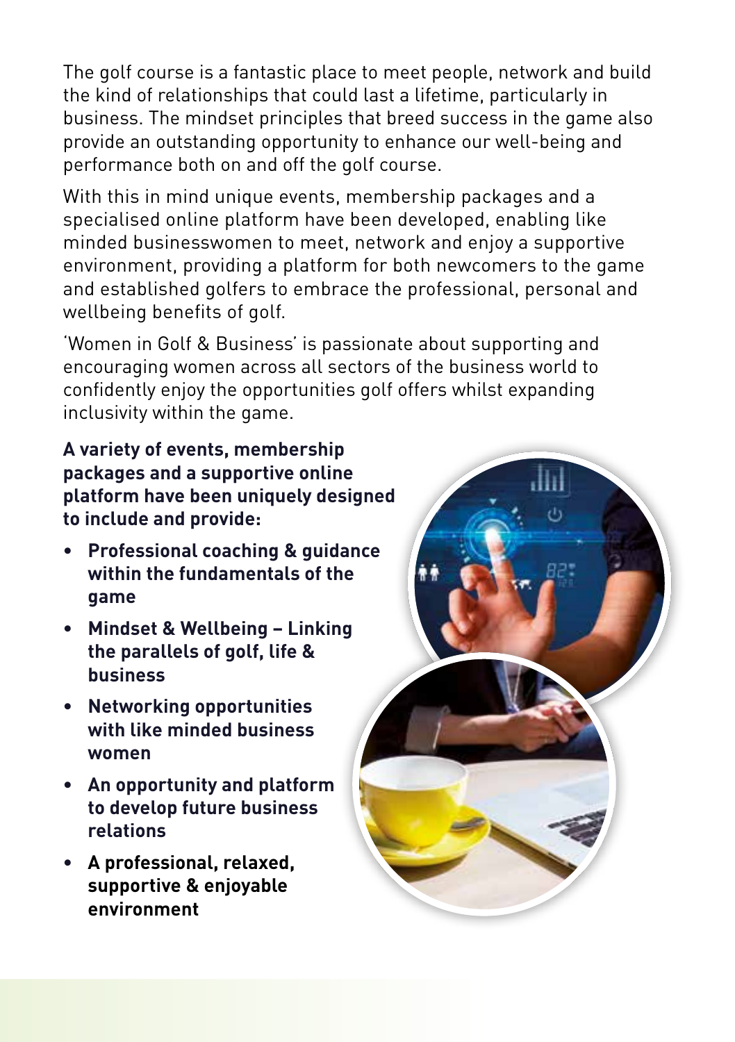The golf course is a fantastic place to meet people, network and build the kind of relationships that could last a lifetime, particularly in business. The mindset principles that breed success in the game also provide an outstanding opportunity to enhance our well-being and performance both on and off the golf course.

With this in mind unique events, membership packages and a specialised online platform have been developed, enabling like minded businesswomen to meet, network and enjoy a supportive environment, providing a platform for both newcomers to the game and established golfers to embrace the professional, personal and wellbeing benefits of golf.

'Women in Golf & Business' is passionate about supporting and encouraging women across all sectors of the business world to confidently enjoy the opportunities golf offers whilst expanding inclusivity within the game.

**A variety of events, membership packages and a supportive online platform have been uniquely designed to include and provide:**

- **Professional coaching & guidance within the fundamentals of the game**
- **Mindset & Wellbeing – Linking the parallels of golf, life & business**
- **Networking opportunities with like minded business women**
- **An opportunity and platform to develop future business relations**
- **A professional, relaxed, supportive & enjoyable environment**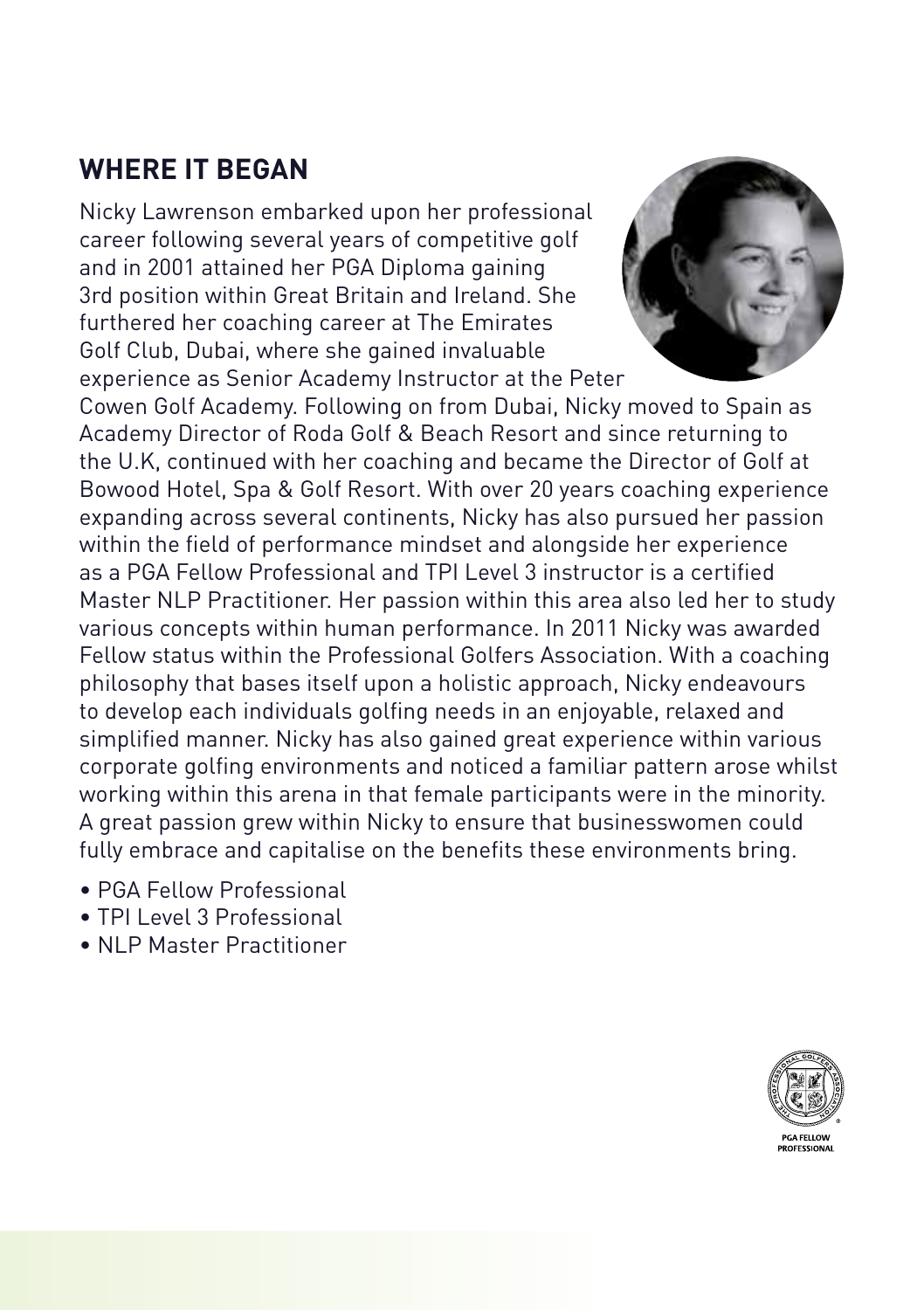## WHERE IT BEGAN

Nicky Lawrenson embarked upon her professional career following several years of competitive golf and in 2001 attained her PGA Diploma gaining 3rd position within Great Britain and Ireland. She furthered her coaching career at The Emirates Golf Club, Dubai, where she gained invaluable experience as Senior Academy Instructor at the Peter Cowen Golf Academy. Following on from Dubai, Nicky moved to Spain as Academy Director of Roda Golf & Beach Resort and since returning to the U.K, continued with her coaching and became the Director of Golf at Bowood Hotel, Spa & Golf Resort. With over 20 years coaching experience expanding across several continents, Nicky has also pursued her passion within the field of performance mindset and alongside her experience as a PGA Fellow Professional and TPI Level 3 instructor is a certified Master NLP Practitioner. Her passion within this area also led her to study various concepts within human performance. In 2011 Nicky was awarded Fellow status within the Professional Golfers Association. With a coaching philosophy that bases itself upon a holistic approach, Nicky endeavours to develop each individuals golfing needs in an enjoyable, relaxed and simplified manner. Nicky has also gained great experience within various corporate golfing environments and noticed a familiar pattern arose whilst working within this arena in that female participants were in the minority. A great passion grew within Nicky to ensure that businesswomen could fully embrace and capitalise on the benefits these environments bring.

- PGA Fellow Professional
- TPI Level 3 Professional
- NLP Master Practitioner

PGA FELLOW PROFESSIONAL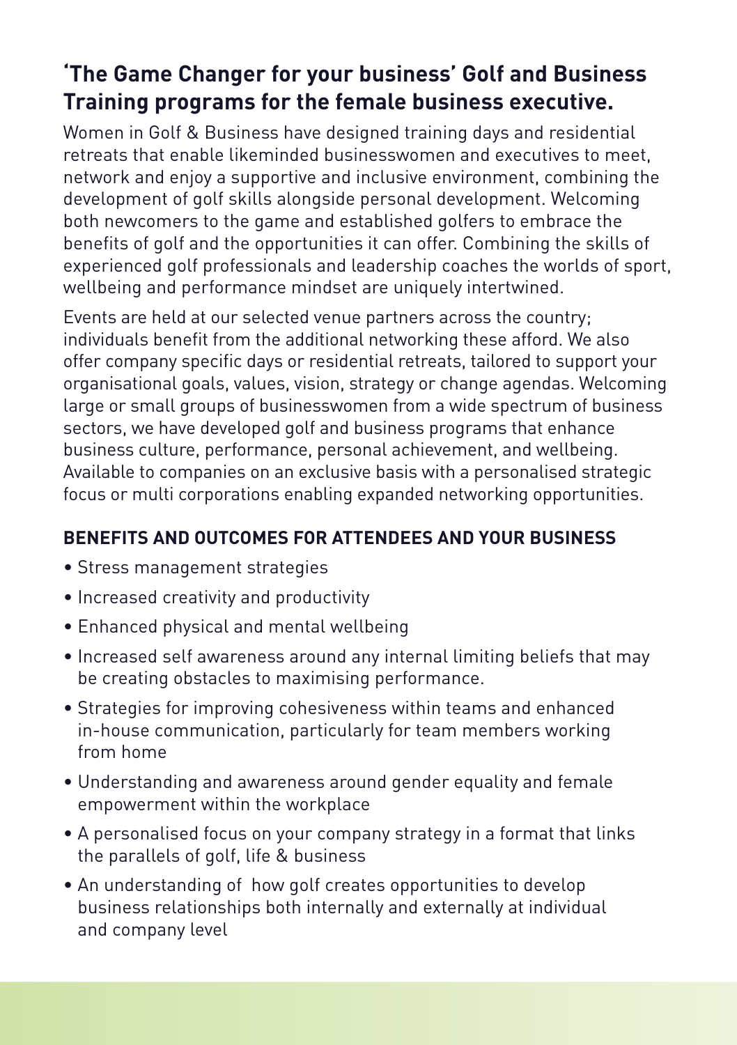## 'The Game Changer for your business' Golf and Business Training programs for the female business executive.

Women in Golf & Business have designed training days and residential retreats that enable likeminded businesswomen and executives to meet, network and enjoy a supportive and inclusive environment, combining the development of golf skills alongside personal development. Welcoming both newcomers to the game and established golfers to embrace the benefits of golf and the opportunities it can offer. Combining the skills of experienced golf professionals and leadership coaches the worlds of sport, wellbeing and performance mindset are uniquely intertwined.

Events are held at our selected venue partners across the country; individuals benefit from the additional networking these afford. We also offer company specific days or residential retreats, tailored to support your organisational goals, values, vision, strategy or change agendas. Welcoming large or small groups of businesswomen from a wide spectrum of business sectors, we have developed golf and business programs that enhance business culture, performance, personal achievement, and wellbeing. Available to companies on an exclusive basis with a personalised strategic focus or multi corporations enabling expanded networking opportunities.

### BENEFITS AND OUTCOMES FOR ATTENDEES AND YOUR BUSINESS

- Stress management strategies
- Increased creativity and productivity
- Enhanced physical and mental wellbeing
- Increased self awareness around any internal limiting beliefs that may be creating obstacles to maximising performance.
- Strategies for improving cohesiveness within teams and enhanced in-house communication, particularly for team members working from home
- Understanding and awareness around gender equality and female empowerment within the workplace
- A personalised focus on your company strategy in a format that links the parallels of golf, life & business
- An understanding of how golf creates opportunities to develop business relationships both internally and externally at individual and company level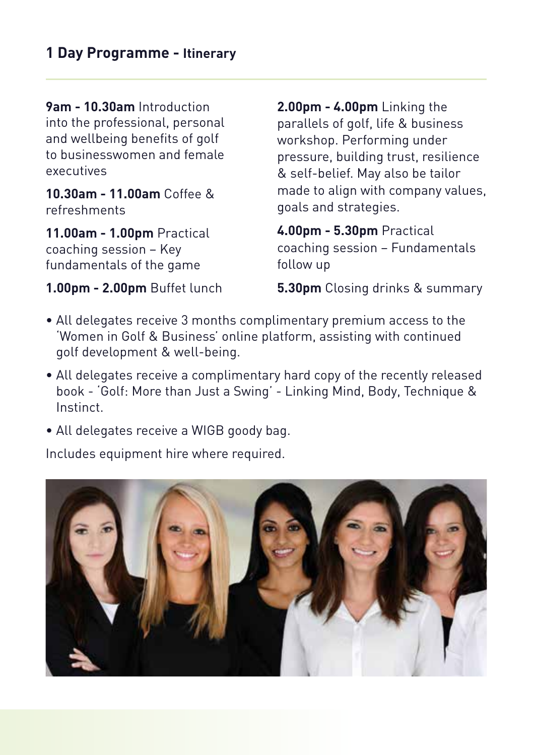## 1 Day Programme - Itinerary

**9am - 10.30am** Introduction into the professional, personal and wellbeing benefits of golf to businesswomen and female executives

**10.30am - 11.00am** Coffee & refreshments

**11.00am - 1.00pm** Practical coaching session – Key fundamentals of the game

**1.00pm - 2.00pm** Buffet lunch

**2.00pm - 4.00pm** Linking the parallels of golf, life & business workshop. Performing under pressure, building trust, resilience & self-belief. May also be tailor made to align with company values, goals and strategies.

**4.00pm - 5.30pm** Practical coaching session – Fundamentals follow up

**5.30pm** Closing drinks & summary

- All delegates receive 3 months complimentary premium access to the 'Women in Golf & Business' online platform, assisting with continued golf development & well-being.
- All delegates receive a complimentary hard copy of the recently released book - 'Golf: More than Just a Swing' - Linking Mind, Body, Technique & Instinct.
- All delegates receive a WIGB goody bag.

Includes equipment hire where required.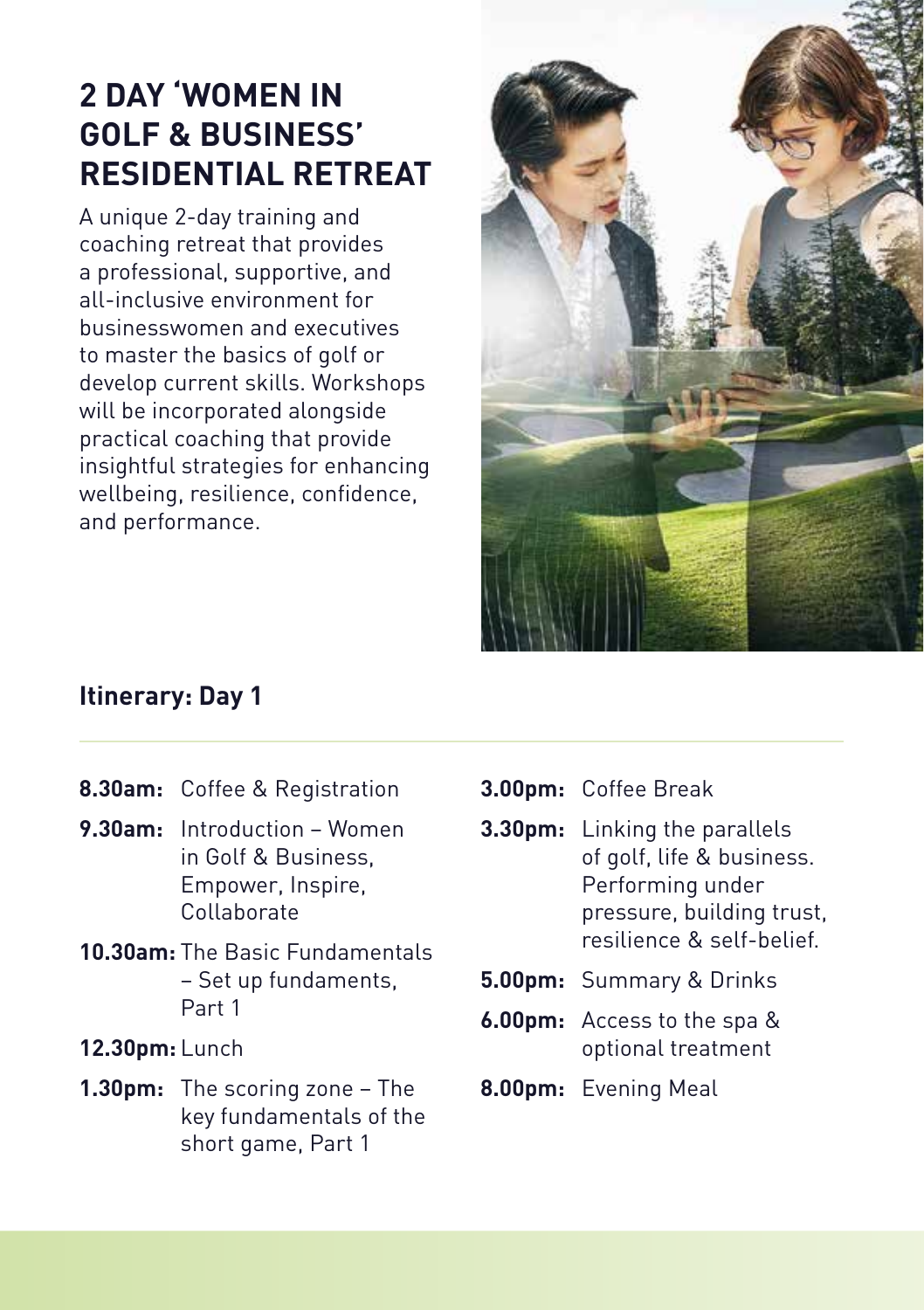# 2 DAY 'WOMEN IN GOLF & BUSINESS' RESIDENTIAL RETREAT

A unique 2-day training and coaching retreat that provides a professional, supportive, and all-inclusive environment for businesswomen and executives to master the basics of golf or develop current skills. Workshops will be incorporated alongside practical coaching that provide insightful strategies for enhancing wellbeing, resilience, confidence, and performance.

## Itinerary: Day 1

**8.30am:** Coffee & Registration

**9.30am:** Introduction – Women in Golf & Business, Empower, Inspire, Collaborate

**10.30am:** The Basic Fundamentals – Set up fundaments, Part 1

**12.30pm:** Lunch

**1.30pm:** The scoring zone – The key fundamentals of the short game, Part 1

**3.00pm:** Coffee Break

**3.30pm:** Linking the parallels of golf, life & business. Performing under pressure, building trust, resilience & self-belief.

**5.00pm:** Summary & Drinks

**6.00pm:** Access to the spa & optional treatment

**8.00pm:** Evening Meal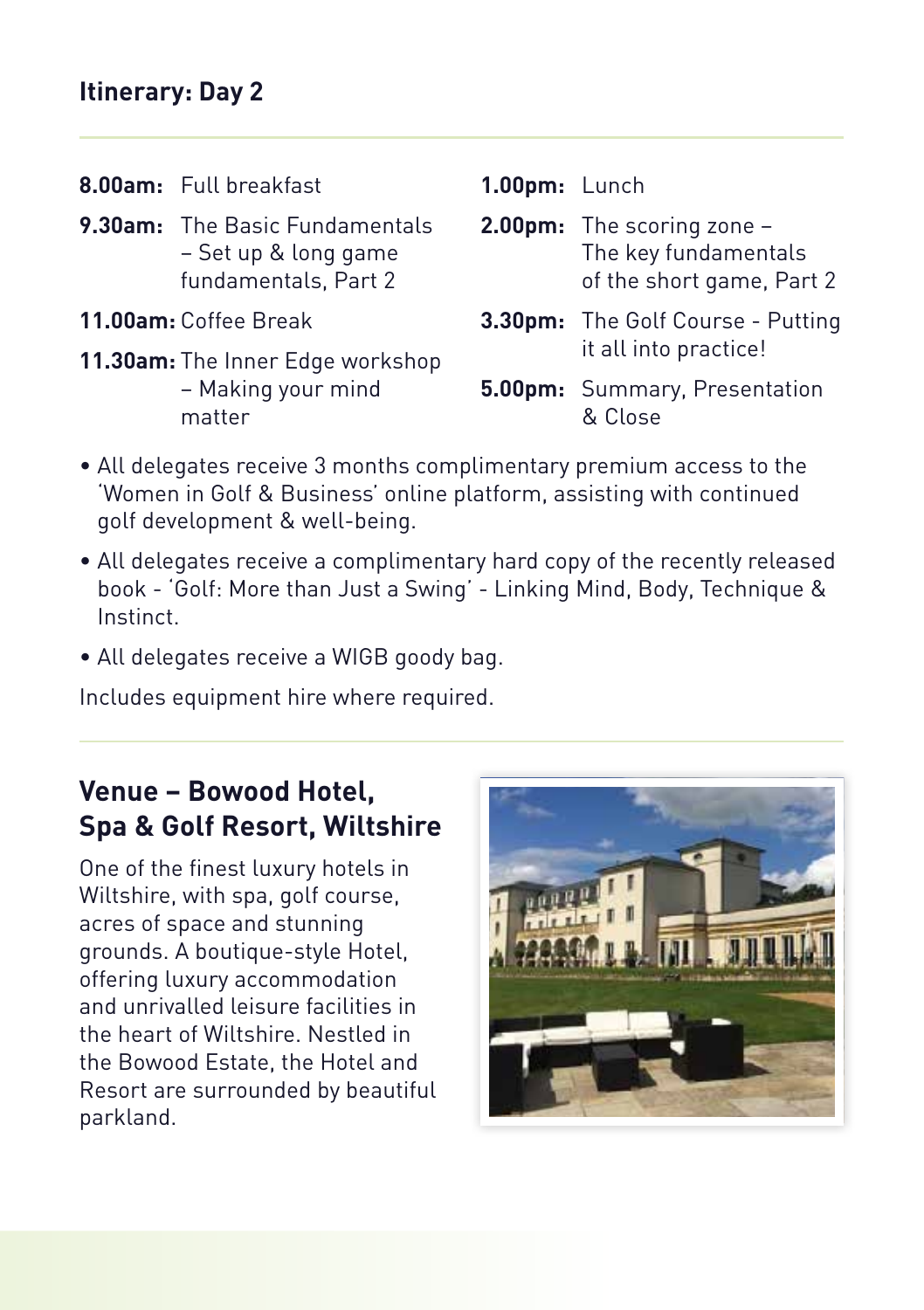## Itinerary: Day 2

**8.00am:** Full breakfast

**9.30am:** The Basic Fundamentals – Set up & long game fundamentals, Part 2

**11.00am:** Coffee Break

**11.30am:** The Inner Edge workshop – Making your mind matter

**1.00pm:** Lunch

**2.00pm:** The scoring zone – The key fundamentals of the short game, Part 2

**3.30pm:** The Golf Course - Putting it all into practice!

**5.00pm:** Summary, Presentation & Close

- All delegates receive 3 months complimentary premium access to the 'Women in Golf & Business' online platform, assisting with continued golf development & well-being.
- All delegates receive a complimentary hard copy of the recently released book - 'Golf: More than Just a Swing' - Linking Mind, Body, Technique & Instinct.
- All delegates receive a WIGB goody bag.

Includes equipment hire where required.

## Venue – Bowood Hotel, Spa & Golf Resort, Wiltshire

One of the finest luxury hotels in Wiltshire, with spa, golf course, acres of space and stunning grounds. A boutique-style Hotel, offering luxury accommodation and unrivalled leisure facilities in the heart of Wiltshire. Nestled in the Bowood Estate, the Hotel and Resort are surrounded by beautiful parkland.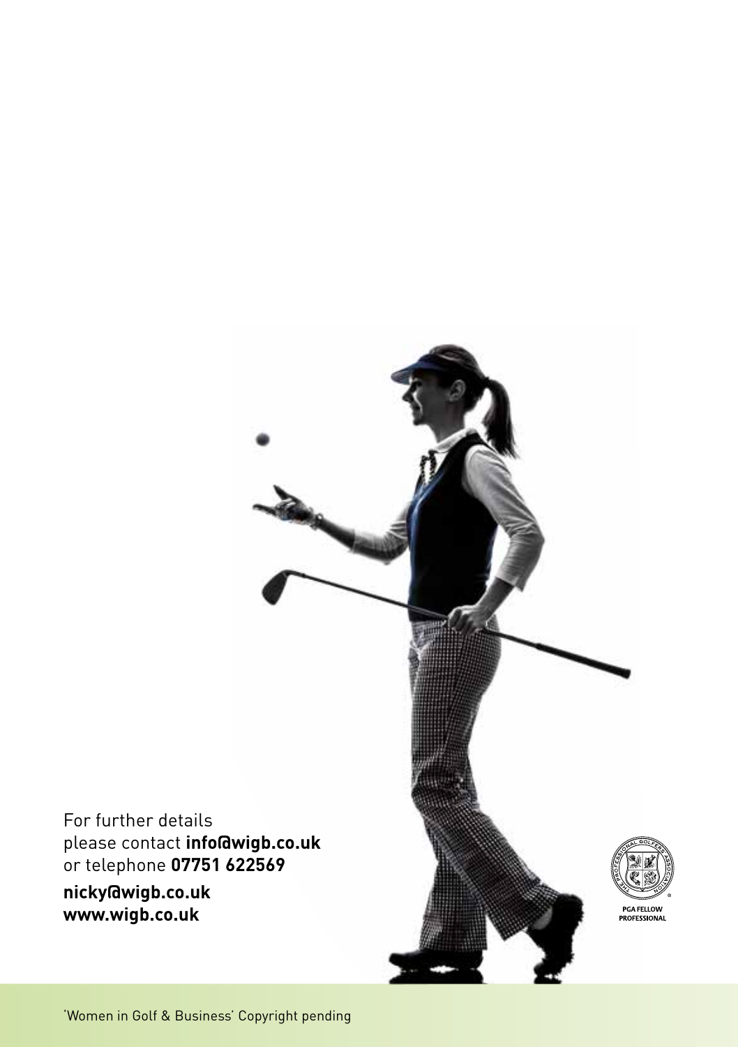For further details
please contact **info@wigb.co.uk**
or telephone **07751 622569**

**nicky@wigb.co.uk**
**www.wigb.co.uk**

PGA FELLOW PROFESSIONAL

'Women in Golf & Business' Copyright pending